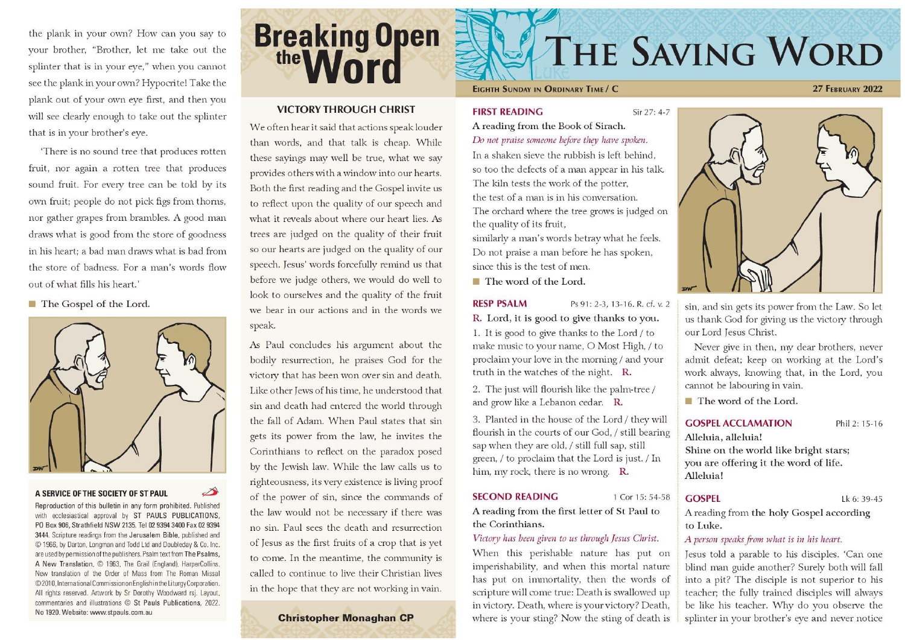# THE SAVING WORD

**EIGHTH SUNDAY IN ORDINARY TIME / C** — **27 FEBRUARY 2022**

## FIRST READING
Sir 27: 4-7

A reading from the Book of Sirach.

*Do not praise someone before they have spoken.*

In a shaken sieve the rubbish is left behind,
so too the defects of a man appear in his talk.
The kiln tests the work of the potter,
the test of a man is in his conversation.
The orchard where the tree grows is judged on the quality of its fruit,
similarly a man's words betray what he feels.
Do not praise a man before he has spoken,
since this is the test of men.

■ The word of the Lord.

## RESP PSALM
Ps 91: 2-3, 13-16. R. cf. v. 2

**R. Lord, it is good to give thanks to you.**

1. It is good to give thanks to the Lord / to make music to your name, O Most High, / to proclaim your love in the morning / and your truth in the watches of the night. **R.**

2. The just will flourish like the palm-tree / and grow like a Lebanon cedar. **R.**

3. Planted in the house of the Lord / they will flourish in the courts of our God, / still bearing sap when they are old, / still full sap, still green, / to proclaim that the Lord is just. / In him, my rock, there is no wrong. **R.**

## SECOND READING
1 Cor 15: 54-58

A reading from the first letter of St Paul to the Corinthians.

*Victory has been given to us through Jesus Christ.*

When this perishable nature has put on imperishability, and when this mortal nature has put on immortality, then the words of scripture will come true: Death is swallowed up in victory. Death, where is your victory? Death, where is your sting? Now the sting of death is sin, and sin gets its power from the Law. So let us thank God for giving us the victory through our Lord Jesus Christ.

Never give in then, my dear brothers, never admit defeat; keep on working at the Lord's work always, knowing that, in the Lord, you cannot be labouring in vain.

■ The word of the Lord.

## GOSPEL ACCLAMATION
Phil 2: 15-16

**Alleluia, alleluia!**
**Shine on the world like bright stars;**
**you are offering it the word of life.**
**Alleluia!**

## GOSPEL
Lk 6: 39-45

A reading from the holy Gospel according to Luke.

*A person speaks from what is in his heart.*

Jesus told a parable to his disciples. 'Can one blind man guide another? Surely both will fall into a pit? The disciple is not superior to his teacher; the fully trained disciples will always be like his teacher. Why do you observe the splinter in your brother's eye and never notice the plank in your own? How can you say to your brother, "Brother, let me take out the splinter that is in your eye," when you cannot see the plank in your own? Hypocrite! Take the plank out of your own eye first, and then you will see clearly enough to take out the splinter that is in your brother's eye.

'There is no sound tree that produces rotten fruit, nor again a rotten tree that produces sound fruit. For every tree can be told by its own fruit; people do not pick figs from thorns, nor gather grapes from brambles. A good man draws what is good from the store of goodness in his heart; a bad man draws what is bad from the store of badness. For a man's words flow out of what fills his heart.'

■ The Gospel of the Lord.

# Breaking Open the Word

## VICTORY THROUGH CHRIST

We often hear it said that actions speak louder than words, and that talk is cheap. While these sayings may well be true, what we say provides others with a window into our hearts. Both the first reading and the Gospel invite us to reflect upon the quality of our speech and what it reveals about where our heart lies. As trees are judged on the quality of their fruit so our hearts are judged on the quality of our speech. Jesus' words forcefully remind us that before we judge others, we would do well to look to ourselves and the quality of the fruit we bear in our actions and in the words we speak.

As Paul concludes his argument about the bodily resurrection, he praises God for the victory that has been won over sin and death. Like other Jews of his time, he understood that sin and death had entered the world through the fall of Adam. When Paul states that sin gets its power from the law, he invites the Corinthians to reflect on the paradox posed by the Jewish law. While the law calls us to righteousness, its very existence is living proof of the power of sin, since the commands of the law would not be necessary if there was no sin. Paul sees the death and resurrection of Jesus as the first fruits of a crop that is yet to come. In the meantime, the community is called to continue to live their Christian lives in the hope that they are not working in vain.

**Christopher Monaghan CP**

**A SERVICE OF THE SOCIETY OF ST PAUL**

Reproduction of this bulletin in any form prohibited. Published with ecclesiastical approval by ST PAULS PUBLICATIONS, PO Box 906, Strathfield NSW 2135. Tel 02 9394 3400 Fax 02 9394 3444. Scripture readings from the Jerusalem Bible, published and © 1966, by Darton, Longman and Todd Ltd and Doubleday & Co. Inc. are used by permission of the publishers. Psalm text from The Psalms, A New Translation, © 1963, The Grail (England), HarperCollins. New translation of the Order of Mass from The Roman Missal ©2010, International Commission on English in the Liturgy Corporation. All rights reserved. Artwork by Sr Dorothy Woodward rsj. Layout, commentaries and illustrations © St Pauls Publications, 2022. No 1920. Website: www.stpauls.com.au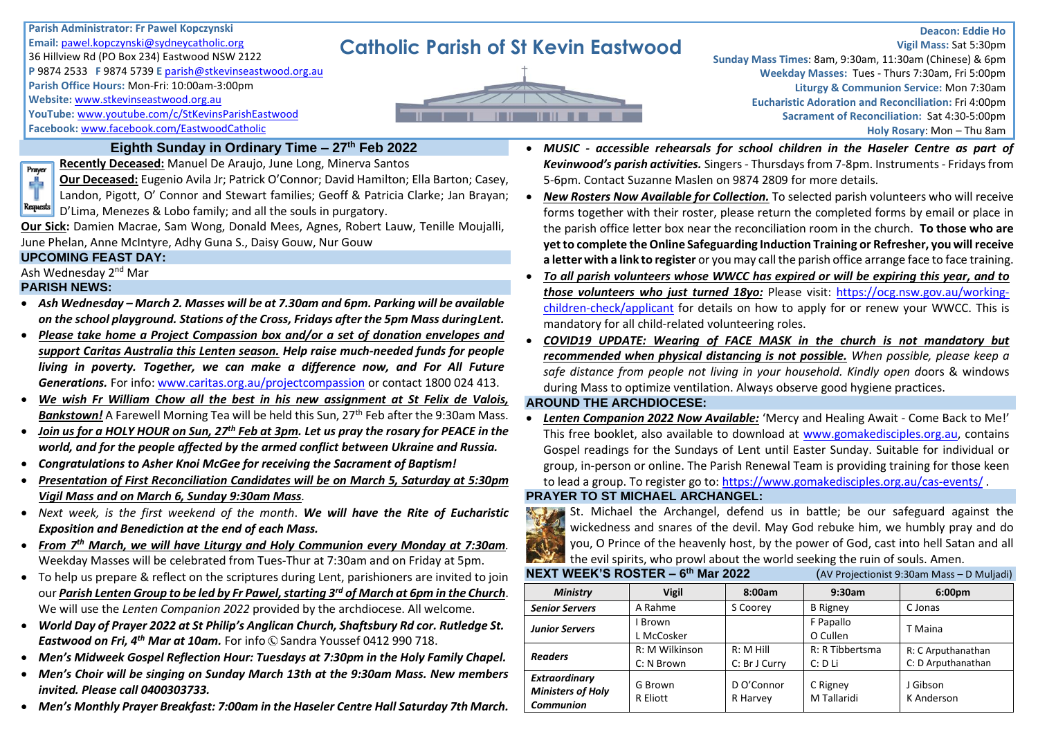**Parish Administrator: Fr Pawel Kopczynski**
**Email:** pawel.kopczynski@sydneycatholic.org
36 Hillview Rd (PO Box 234) Eastwood NSW 2122
**P** 9874 2533 **F** 9874 5739 **E** parish@stkevinseastwood.org.au
**Parish Office Hours:** Mon-Fri: 10:00am-3:00pm
**Website:** www.stkevinseastwood.org.au
**YouTube:** www.youtube.com/c/StKevinsParishEastwood
**Facebook:** www.facebook.com/EastwoodCatholic

# Catholic Parish of St Kevin Eastwood

**Deacon: Eddie Ho**
**Vigil Mass:** Sat 5:30pm
**Sunday Mass Times**: 8am, 9:30am, 11:30am (Chinese) & 6pm
**Weekday Masses:** Tues - Thurs 7:30am, Fri 5:00pm
**Liturgy & Communion Service:** Mon 7:30am
**Eucharistic Adoration and Reconciliation:** Fri 4:00pm
**Sacrament of Reconciliation:** Sat 4:30-5:00pm
**Holy Rosary**: Mon – Thu 8am

## Eighth Sunday in Ordinary Time – 27th Feb 2022

**Recently Deceased:** Manuel De Araujo, June Long, Minerva Santos
**Our Deceased:** Eugenio Avila Jr; Patrick O'Connor; David Hamilton; Ella Barton; Casey, Landon, Pigott, O' Connor and Stewart families; Geoff & Patricia Clarke; Jan Brayan; D'Lima, Menezes & Lobo family; and all the souls in purgatory.

**Our Sick:** Damien Macrae, Sam Wong, Donald Mees, Agnes, Robert Lauw, Tenille Moujalli, June Phelan, Anne McIntyre, Adhy Guna S., Daisy Gouw, Nur Gouw

## UPCOMING FEAST DAY:

Ash Wednesday 2nd Mar

## PARISH NEWS:

- ***Ash Wednesday – March 2. Masses will be at 7.30am and 6pm. Parking will be available on the school playground. Stations of the Cross, Fridays after the 5pm Mass duringLent.***
- ***Please take home a Project Compassion box and/or a set of donation envelopes and support Caritas Australia this Lenten season. Help raise much-needed funds for people living in poverty. Together, we can make a difference now, and For All Future Generations.*** For info: www.caritas.org.au/projectcompassion or contact 1800 024 413.
- ***We wish Fr William Chow all the best in his new assignment at St Felix de Valois, Bankstown!*** A Farewell Morning Tea will be held this Sun, 27th Feb after the 9:30am Mass.
- ***Join us for a HOLY HOUR on Sun, 27th Feb at 3pm. Let us pray the rosary for PEACE in the world, and for the people affected by the armed conflict between Ukraine and Russia.***
- ***Congratulations to Asher Knoi McGee for receiving the Sacrament of Baptism!***
- ***Presentation of First Reconciliation Candidates will be on March 5, Saturday at 5:30pm Vigil Mass and on March 6, Sunday 9:30am Mass.***
- *Next week, is the first weekend of the month*. ***We will have the Rite of Eucharistic Exposition and Benediction at the end of each Mass.***
- ***From 7th March, we will have Liturgy and Holy Communion every Monday at 7:30am.*** Weekday Masses will be celebrated from Tues-Thur at 7:30am and on Friday at 5pm.
- To help us prepare & reflect on the scriptures during Lent, parishioners are invited to join our ***Parish Lenten Group to be led by Fr Pawel, starting 3rd of March at 6pm in the Church***. We will use the *Lenten Companion 2022* provided by the archdiocese. All welcome.
- ***World Day of Prayer 2022 at St Philip's Anglican Church, Shaftsbury Rd cor. Rutledge St. Eastwood on Fri, 4th Mar at 10am.*** For info ✆ Sandra Youssef 0412 990 718.
- ***Men's Midweek Gospel Reflection Hour: Tuesdays at 7:30pm in the Holy Family Chapel.***
- ***Men's Choir will be singing on Sunday March 13th at the 9:30am Mass. New members invited. Please call 0400303733.***
- ***Men's Monthly Prayer Breakfast: 7:00am in the Haseler Centre Hall Saturday 7th March.***
- ***MUSIC - accessible rehearsals for school children in the Haseler Centre as part of Kevinwood's parish activities.*** Singers - Thursdays from 7-8pm. Instruments - Fridays from 5-6pm. Contact Suzanne Maslen on 9874 2809 for more details.
- ***New Rosters Now Available for Collection.*** To selected parish volunteers who will receive forms together with their roster, please return the completed forms by email or place in the parish office letter box near the reconciliation room in the church. **To those who are yet to complete the Online Safeguarding Induction Training or Refresher, you will receive a letter with a link to register** or you may call the parish office arrange face to face training.
- ***To all parish volunteers whose WWCC has expired or will be expiring this year, and to those volunteers who just turned 18yo:*** Please visit: https://ocg.nsw.gov.au/working-children-check/applicant for details on how to apply for or renew your WWCC. This is mandatory for all child-related volunteering roles.
- ***COVID19 UPDATE: Wearing of FACE MASK in the church is not mandatory but recommended when physical distancing is not possible.*** *When possible, please keep a safe distance from people not living in your household. Kindly open* doors & windows during Mass to optimize ventilation. Always observe good hygiene practices.

## AROUND THE ARCHDIOCESE:

- ***Lenten Companion 2022 Now Available:*** 'Mercy and Healing Await - Come Back to Me!' This free booklet, also available to download at www.gomakedisciples.org.au, contains Gospel readings for the Sundays of Lent until Easter Sunday. Suitable for individual or group, in-person or online. The Parish Renewal Team is providing training for those keen to lead a group. To register go to: https://www.gomakedisciples.org.au/cas-events/ .

## PRAYER TO ST MICHAEL ARCHANGEL:

St. Michael the Archangel, defend us in battle; be our safeguard against the wickedness and snares of the devil. May God rebuke him, we humbly pray and do you, O Prince of the heavenly host, by the power of God, cast into hell Satan and all the evil spirits, who prowl about the world seeking the ruin of souls. Amen.

## NEXT WEEK'S ROSTER – 6th Mar 2022

(AV Projectionist 9:30am Mass – D Muljadi)

| Ministry | Vigil | 8:00am | 9:30am | 6:00pm |
|---|---|---|---|---|
| Senior Servers | A Rahme | S Coorey | B Rigney | C Jonas |
| Junior Servers | I Brown<br>L McCosker | | F Papallo<br>O Cullen | T Maina |
| Readers | R: M Wilkinson<br>C: N Brown | R: M Hill<br>C: Br J Curry | R: R Tibbertsma<br>C: D Li | R: C Arputhanathan<br>C: D Arputhanathan |
| Extraordinary Ministers of Holy Communion | G Brown<br>R Eliott | D O'Connor<br>R Harvey | C Rigney<br>M Tallaridi | J Gibson<br>K Anderson |